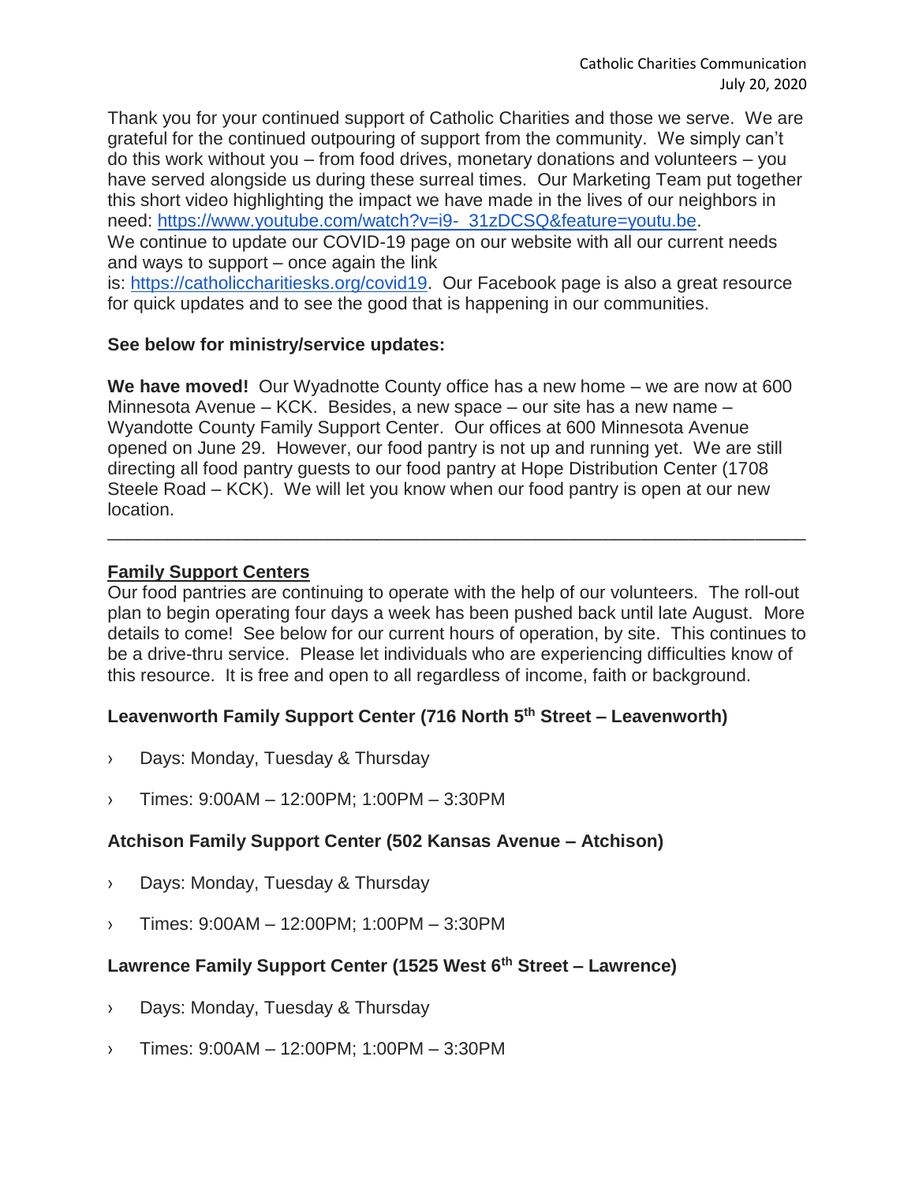Catholic Charities Communication
July 20, 2020

Thank you for your continued support of Catholic Charities and those we serve. We are grateful for the continued outpouring of support from the community. We simply can't do this work without you – from food drives, monetary donations and volunteers – you have served alongside us during these surreal times. Our Marketing Team put together this short video highlighting the impact we have made in the lives of our neighbors in need: https://www.youtube.com/watch?v=i9-_31zDCSQ&feature=youtu.be.
We continue to update our COVID-19 page on our website with all our current needs and ways to support – once again the link is: https://catholiccharitiesks.org/covid19. Our Facebook page is also a great resource for quick updates and to see the good that is happening in our communities.

**See below for ministry/service updates:**

**We have moved!** Our Wyadnotte County office has a new home – we are now at 600 Minnesota Avenue – KCK. Besides, a new space – our site has a new name – Wyandotte County Family Support Center. Our offices at 600 Minnesota Avenue opened on June 29. However, our food pantry is not up and running yet. We are still directing all food pantry guests to our food pantry at Hope Distribution Center (1708 Steele Road – KCK). We will let you know when our food pantry is open at our new location.

---

## Family Support Centers

Our food pantries are continuing to operate with the help of our volunteers. The roll-out plan to begin operating four days a week has been pushed back until late August. More details to come! See below for our current hours of operation, by site. This continues to be a drive-thru service. Please let individuals who are experiencing difficulties know of this resource. It is free and open to all regardless of income, faith or background.

### Leavenworth Family Support Center (716 North 5th Street – Leavenworth)

- Days: Monday, Tuesday & Thursday
- Times: 9:00AM – 12:00PM; 1:00PM – 3:30PM

### Atchison Family Support Center (502 Kansas Avenue – Atchison)

- Days: Monday, Tuesday & Thursday
- Times: 9:00AM – 12:00PM; 1:00PM – 3:30PM

### Lawrence Family Support Center (1525 West 6th Street – Lawrence)

- Days: Monday, Tuesday & Thursday
- Times: 9:00AM – 12:00PM; 1:00PM – 3:30PM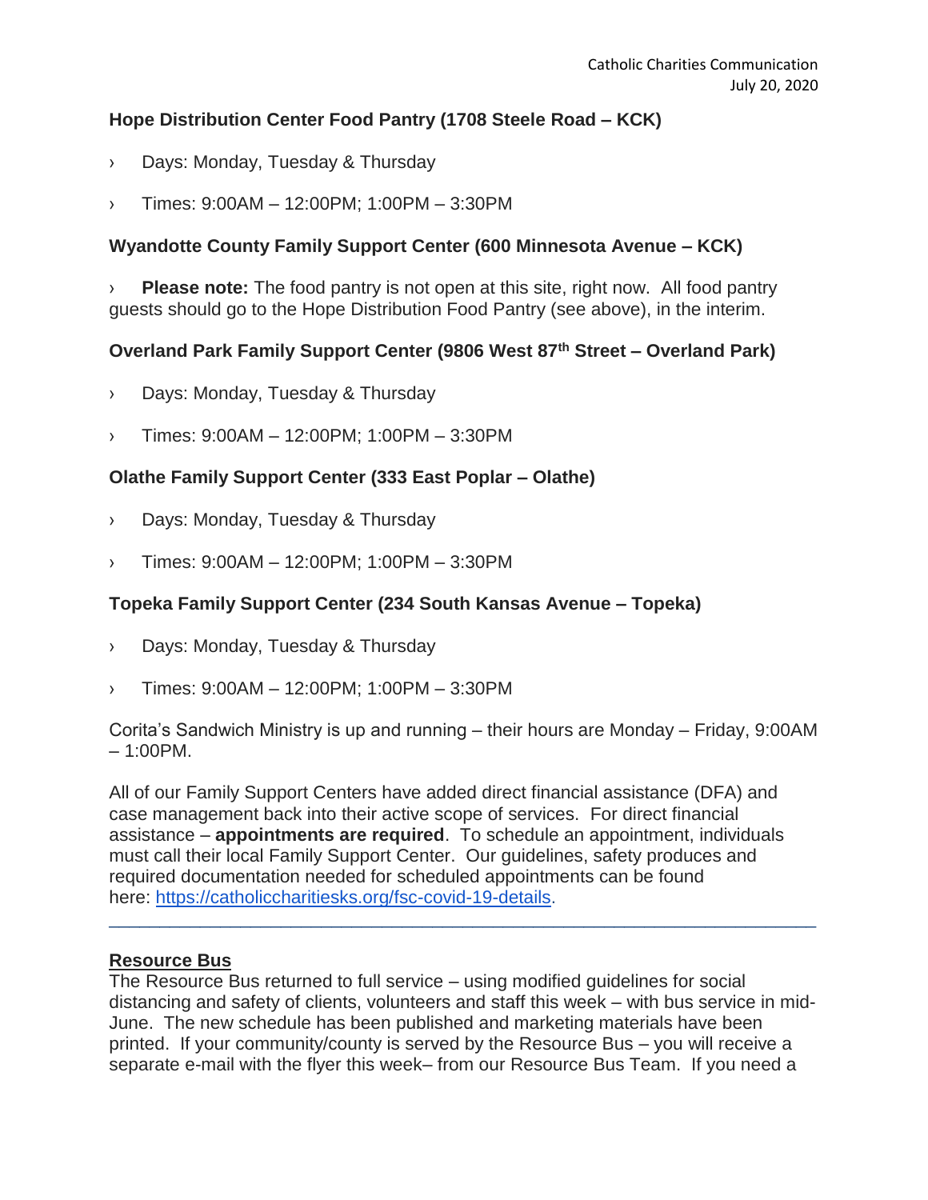**Hope Distribution Center Food Pantry (1708 Steele Road – KCK)**

› Days: Monday, Tuesday & Thursday

› Times: 9:00AM – 12:00PM; 1:00PM – 3:30PM

**Wyandotte County Family Support Center (600 Minnesota Avenue – KCK)**

› **Please note:** The food pantry is not open at this site, right now. All food pantry guests should go to the Hope Distribution Food Pantry (see above), in the interim.

**Overland Park Family Support Center (9806 West 87th Street – Overland Park)**

› Days: Monday, Tuesday & Thursday

› Times: 9:00AM – 12:00PM; 1:00PM – 3:30PM

**Olathe Family Support Center (333 East Poplar – Olathe)**

› Days: Monday, Tuesday & Thursday

› Times: 9:00AM – 12:00PM; 1:00PM – 3:30PM

**Topeka Family Support Center (234 South Kansas Avenue – Topeka)**

› Days: Monday, Tuesday & Thursday

› Times: 9:00AM – 12:00PM; 1:00PM – 3:30PM

Corita's Sandwich Ministry is up and running – their hours are Monday – Friday, 9:00AM – 1:00PM.

All of our Family Support Centers have added direct financial assistance (DFA) and case management back into their active scope of services. For direct financial assistance – **appointments are required**. To schedule an appointment, individuals must call their local Family Support Center. Our guidelines, safety produces and required documentation needed for scheduled appointments can be found here: https://catholiccharitiesks.org/fsc-covid-19-details.

---

**Resource Bus**

The Resource Bus returned to full service – using modified guidelines for social distancing and safety of clients, volunteers and staff this week – with bus service in mid-June. The new schedule has been published and marketing materials have been printed. If your community/county is served by the Resource Bus – you will receive a separate e-mail with the flyer this week– from our Resource Bus Team. If you need a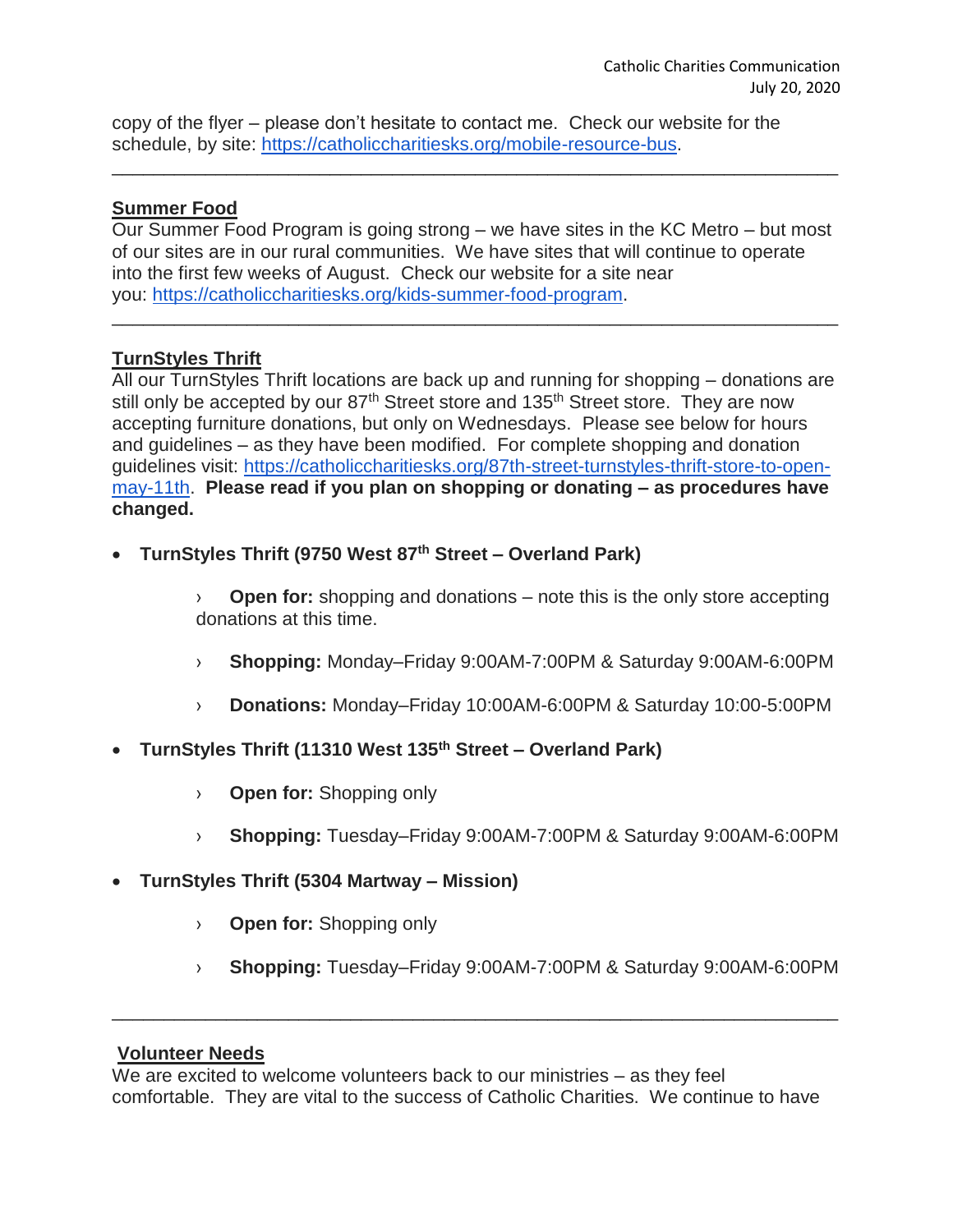copy of the flyer – please don't hesitate to contact me. Check our website for the schedule, by site: https://catholiccharitiesks.org/mobile-resource-bus.

---

## Summer Food

Our Summer Food Program is going strong – we have sites in the KC Metro – but most of our sites are in our rural communities. We have sites that will continue to operate into the first few weeks of August. Check our website for a site near you: https://catholiccharitiesks.org/kids-summer-food-program.

---

## TurnStyles Thrift

All our TurnStyles Thrift locations are back up and running for shopping – donations are still only be accepted by our 87th Street store and 135th Street store. They are now accepting furniture donations, but only on Wednesdays. Please see below for hours and guidelines – as they have been modified. For complete shopping and donation guidelines visit: https://catholiccharitiesks.org/87th-street-turnstyles-thrift-store-to-open-may-11th. **Please read if you plan on shopping or donating – as procedures have changed.**

- **TurnStyles Thrift (9750 West 87th Street – Overland Park)**
  - **Open for:** shopping and donations – note this is the only store accepting donations at this time.
  - **Shopping:** Monday–Friday 9:00AM-7:00PM & Saturday 9:00AM-6:00PM
  - **Donations:** Monday–Friday 10:00AM-6:00PM & Saturday 10:00-5:00PM
- **TurnStyles Thrift (11310 West 135th Street – Overland Park)**
  - **Open for:** Shopping only
  - **Shopping:** Tuesday–Friday 9:00AM-7:00PM & Saturday 9:00AM-6:00PM
- **TurnStyles Thrift (5304 Martway – Mission)**
  - **Open for:** Shopping only
  - **Shopping:** Tuesday–Friday 9:00AM-7:00PM & Saturday 9:00AM-6:00PM

---

## Volunteer Needs

We are excited to welcome volunteers back to our ministries – as they feel comfortable. They are vital to the success of Catholic Charities. We continue to have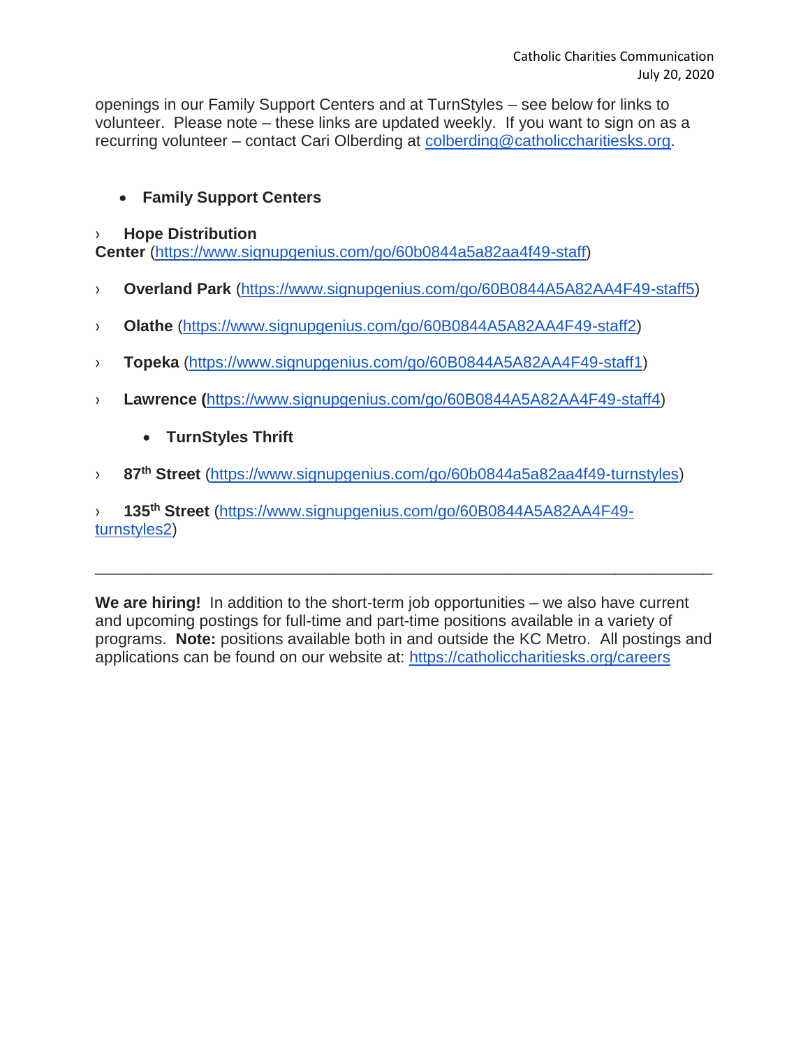openings in our Family Support Centers and at TurnStyles – see below for links to volunteer. Please note – these links are updated weekly. If you want to sign on as a recurring volunteer – contact Cari Olberding at colberding@catholiccharitiesks.org.

- **Family Support Centers**

› **Hope Distribution Center** (https://www.signupgenius.com/go/60b0844a5a82aa4f49-staff)

› **Overland Park** (https://www.signupgenius.com/go/60B0844A5A82AA4F49-staff5)

› **Olathe** (https://www.signupgenius.com/go/60B0844A5A82AA4F49-staff2)

› **Topeka** (https://www.signupgenius.com/go/60B0844A5A82AA4F49-staff1)

› **Lawrence** (https://www.signupgenius.com/go/60B0844A5A82AA4F49-staff4)

- **TurnStyles Thrift**

› **87th Street** (https://www.signupgenius.com/go/60b0844a5a82aa4f49-turnstyles)

› **135th Street** (https://www.signupgenius.com/go/60B0844A5A82AA4F49-turnstyles2)

---

**We are hiring!** In addition to the short-term job opportunities – we also have current and upcoming postings for full-time and part-time positions available in a variety of programs. **Note:** positions available both in and outside the KC Metro. All postings and applications can be found on our website at: https://catholiccharitiesks.org/careers